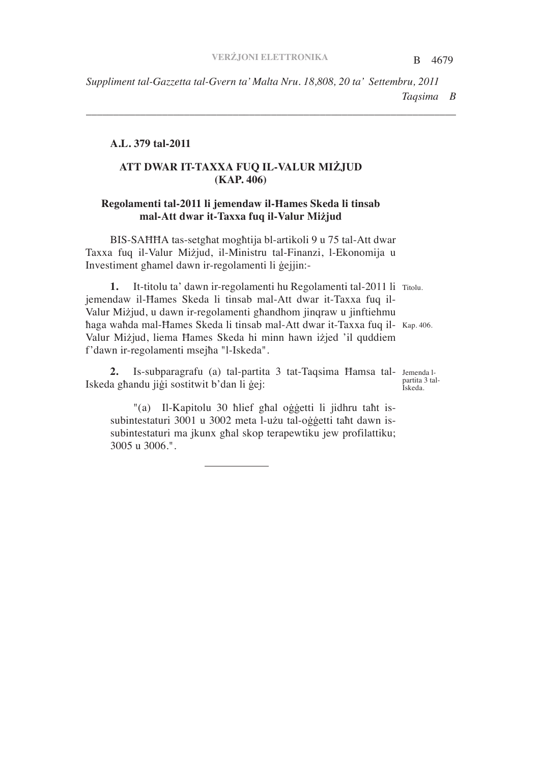**A.L. 379 tal-2011**

**ATT DWAR IT-TAXXA FUQ IL-VALUR MIŻJUD (KAP. 406)**

**Regolamenti tal-2011 li jemendaw il-Ħames Skeda li tinsab mal-Att dwar it-Taxxa fuq il-Valur Miżjud**

BIS-SAĦĦA tas-setgħat mogħtija bl-artikoli 9 u 75 tal-Att dwar Taxxa fuq il-Valur Miżjud, il-Ministru tal-Finanzi, l-Ekonomija u Investiment għamel dawn ir-regolamenti li ġejjin:-

Titolu.

Kap. 406.

**1.** It-titolu ta' dawn ir-regolamenti hu Regolamenti tal-2011 li jemendaw il-Ħames Skeda li tinsab mal-Att dwar it-Taxxa fuq il-Valur Miżjud, u dawn ir-regolamenti għandhom jinqraw u jinftiehmu ħaga waħda mal-Ħames Skeda li tinsab mal-Att dwar it-Taxxa fuq il-Valur Miżjud, liema Ħames Skeda hi minn hawn iżjed 'il quddiem f'dawn ir-regolamenti msejħa "l-Iskeda".

Jemenda l-partita 3 tal-Iskeda.

**2.** Is-subparagrafu (a) tal-partita 3 tat-Taqsima Ħamsa tal-Iskeda għandu jiġi sostitwit b'dan li ġej:

"(a) Il-Kapitolu 30 ħlief għal oġġetti li jidħru taħt is-subintestaturi 3001 u 3002 meta l-użu tal-oġġetti taħt dawn is-subintestaturi ma jkunx għal skop terapewtiku jew profilattiku; 3005 u 3006.".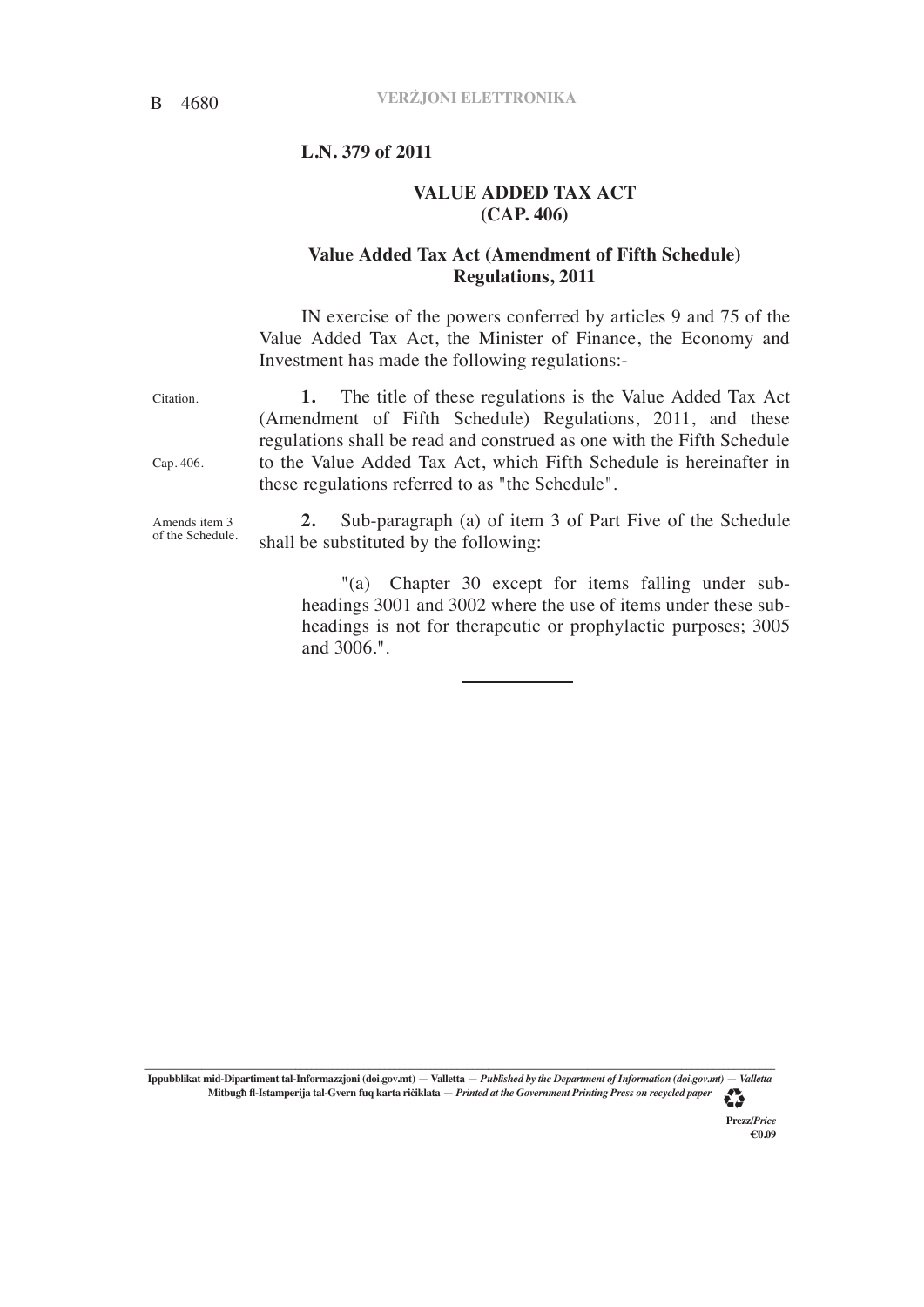**L.N. 379 of 2011**

## VALUE ADDED TAX ACT (CAP. 406)

### Value Added Tax Act (Amendment of Fifth Schedule) Regulations, 2011

IN exercise of the powers conferred by articles 9 and 75 of the Value Added Tax Act, the Minister of Finance, the Economy and Investment has made the following regulations:-

Citation.

Cap. 406.

**1.** The title of these regulations is the Value Added Tax Act (Amendment of Fifth Schedule) Regulations, 2011, and these regulations shall be read and construed as one with the Fifth Schedule to the Value Added Tax Act, which Fifth Schedule is hereinafter in these regulations referred to as "the Schedule".

Amends item 3 of the Schedule.

**2.** Sub-paragraph (a) of item 3 of Part Five of the Schedule shall be substituted by the following:

> "(a) Chapter 30 except for items falling under sub-headings 3001 and 3002 where the use of items under these sub-headings is not for therapeutic or prophylactic purposes; 3005 and 3006.".

---

Ippubblikat mid-Dipartiment tal-Informazzjoni (doi.gov.mt) — Valletta — *Published by the Department of Information (doi.gov.mt) — Valletta*
Mitbugħ fl-Istamperija tal-Gvern fuq karta riċiklata — *Printed at the Government Printing Press on recycled paper*

Prezz/*Price* €0.09